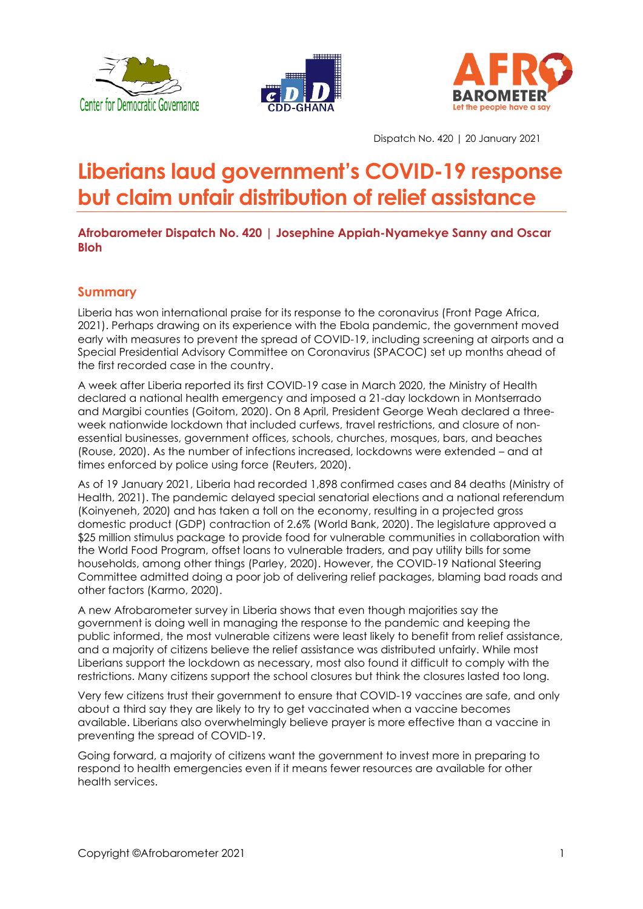Dispatch No. 420 | 20 January 2021

# Liberians laud government's COVID-19 response but claim unfair distribution of relief assistance

**Afrobarometer Dispatch No. 420 | Josephine Appiah-Nyamekye Sanny and Oscar Bloh**

## Summary

Liberia has won international praise for its response to the coronavirus (Front Page Africa, 2021). Perhaps drawing on its experience with the Ebola pandemic, the government moved early with measures to prevent the spread of COVID-19, including screening at airports and a Special Presidential Advisory Committee on Coronavirus (SPACOC) set up months ahead of the first recorded case in the country.

A week after Liberia reported its first COVID-19 case in March 2020, the Ministry of Health declared a national health emergency and imposed a 21-day lockdown in Montserrado and Margibi counties (Goitom, 2020). On 8 April, President George Weah declared a three-week nationwide lockdown that included curfews, travel restrictions, and closure of non-essential businesses, government offices, schools, churches, mosques, bars, and beaches (Rouse, 2020). As the number of infections increased, lockdowns were extended – and at times enforced by police using force (Reuters, 2020).

As of 19 January 2021, Liberia had recorded 1,898 confirmed cases and 84 deaths (Ministry of Health, 2021). The pandemic delayed special senatorial elections and a national referendum (Koinyeneh, 2020) and has taken a toll on the economy, resulting in a projected gross domestic product (GDP) contraction of 2.6% (World Bank, 2020). The legislature approved a $25 million stimulus package to provide food for vulnerable communities in collaboration with the World Food Program, offset loans to vulnerable traders, and pay utility bills for some households, among other things (Parley, 2020). However, the COVID-19 National Steering Committee admitted doing a poor job of delivering relief packages, blaming bad roads and other factors (Karmo, 2020).

A new Afrobarometer survey in Liberia shows that even though majorities say the government is doing well in managing the response to the pandemic and keeping the public informed, the most vulnerable citizens were least likely to benefit from relief assistance, and a majority of citizens believe the relief assistance was distributed unfairly. While most Liberians support the lockdown as necessary, most also found it difficult to comply with the restrictions. Many citizens support the school closures but think the closures lasted too long.

Very few citizens trust their government to ensure that COVID-19 vaccines are safe, and only about a third say they are likely to try to get vaccinated when a vaccine becomes available. Liberians also overwhelmingly believe prayer is more effective than a vaccine in preventing the spread of COVID-19.

Going forward, a majority of citizens want the government to invest more in preparing to respond to health emergencies even if it means fewer resources are available for other health services.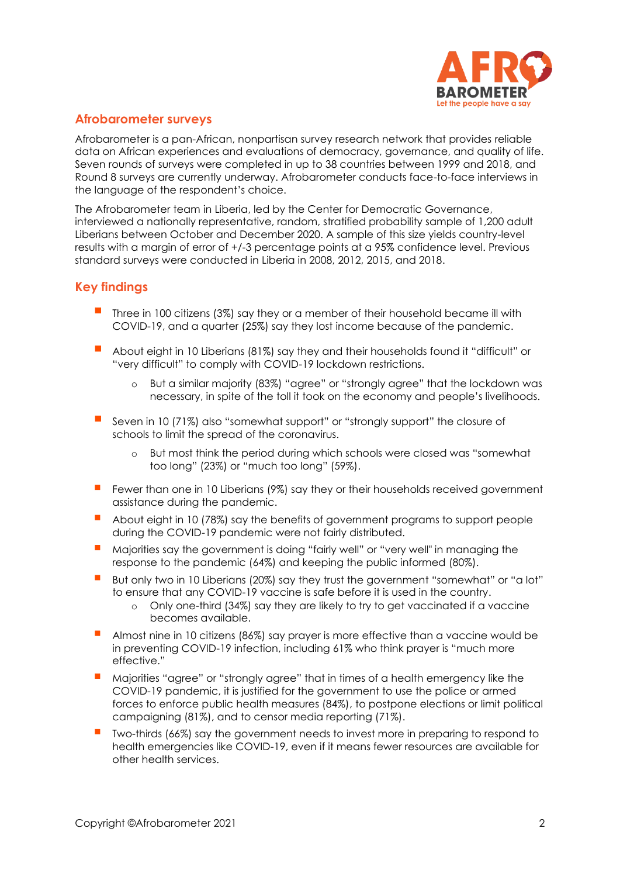## Afrobarometer surveys

Afrobarometer is a pan-African, nonpartisan survey research network that provides reliable data on African experiences and evaluations of democracy, governance, and quality of life. Seven rounds of surveys were completed in up to 38 countries between 1999 and 2018, and Round 8 surveys are currently underway. Afrobarometer conducts face-to-face interviews in the language of the respondent's choice.

The Afrobarometer team in Liberia, led by the Center for Democratic Governance, interviewed a nationally representative, random, stratified probability sample of 1,200 adult Liberians between October and December 2020. A sample of this size yields country-level results with a margin of error of +/-3 percentage points at a 95% confidence level. Previous standard surveys were conducted in Liberia in 2008, 2012, 2015, and 2018.

## Key findings

- Three in 100 citizens (3%) say they or a member of their household became ill with COVID-19, and a quarter (25%) say they lost income because of the pandemic.
- About eight in 10 Liberians (81%) say they and their households found it "difficult" or "very difficult" to comply with COVID-19 lockdown restrictions.
  - But a similar majority (83%) "agree" or "strongly agree" that the lockdown was necessary, in spite of the toll it took on the economy and people's livelihoods.
- Seven in 10 (71%) also "somewhat support" or "strongly support" the closure of schools to limit the spread of the coronavirus.
  - But most think the period during which schools were closed was "somewhat too long" (23%) or "much too long" (59%).
- Fewer than one in 10 Liberians (9%) say they or their households received government assistance during the pandemic.
- About eight in 10 (78%) say the benefits of government programs to support people during the COVID-19 pandemic were not fairly distributed.
- Majorities say the government is doing "fairly well" or "very well" in managing the response to the pandemic (64%) and keeping the public informed (80%).
- But only two in 10 Liberians (20%) say they trust the government "somewhat" or "a lot" to ensure that any COVID-19 vaccine is safe before it is used in the country.
  - Only one-third (34%) say they are likely to try to get vaccinated if a vaccine becomes available.
- Almost nine in 10 citizens (86%) say prayer is more effective than a vaccine would be in preventing COVID-19 infection, including 61% who think prayer is "much more effective."
- Majorities "agree" or "strongly agree" that in times of a health emergency like the COVID-19 pandemic, it is justified for the government to use the police or armed forces to enforce public health measures (84%), to postpone elections or limit political campaigning (81%), and to censor media reporting (71%).
- Two-thirds (66%) say the government needs to invest more in preparing to respond to health emergencies like COVID-19, even if it means fewer resources are available for other health services.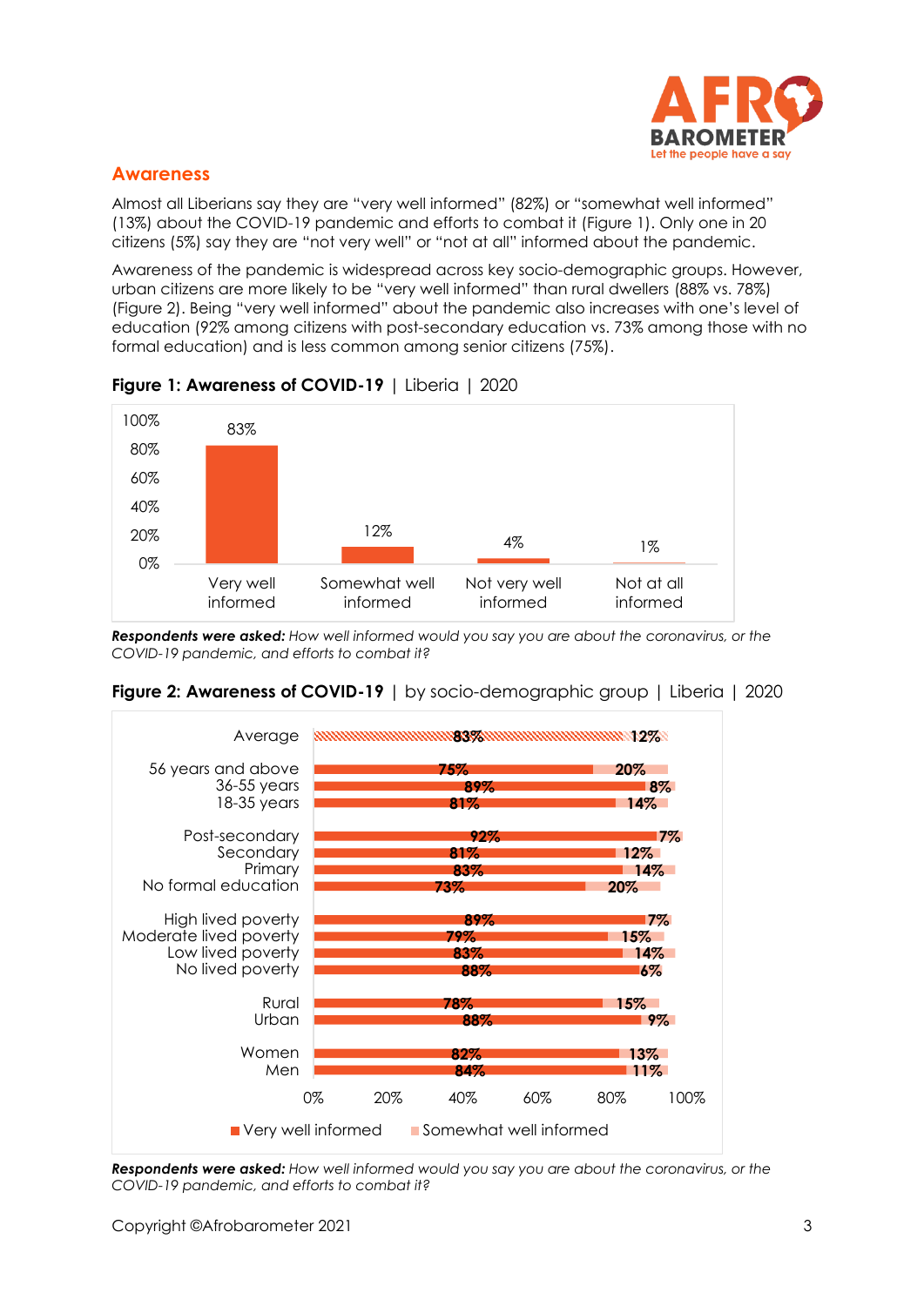## Awareness

Almost all Liberians say they are "very well informed" (82%) or "somewhat well informed" (13%) about the COVID-19 pandemic and efforts to combat it (Figure 1). Only one in 20 citizens (5%) say they are "not very well" or "not at all" informed about the pandemic.

Awareness of the pandemic is widespread across key socio-demographic groups. However, urban citizens are more likely to be "very well informed" than rural dwellers (88% vs. 78%) (Figure 2). Being "very well informed" about the pandemic also increases with one's level of education (92% among citizens with post-secondary education vs. 73% among those with no formal education) and is less common among senior citizens (75%).

**Figure 1: Awareness of COVID-19** | Liberia | 2020

| | Percentage |
|---|---|
| Very well informed | 83% |
| Somewhat well informed | 12% |
| Not very well informed | 4% |
| Not at all informed | 1% |

***Respondents were asked:*** *How well informed would you say you are about the coronavirus, or the COVID-19 pandemic, and efforts to combat it?*

**Figure 2: Awareness of COVID-19** | by socio-demographic group | Liberia | 2020

| Group | Very well informed | Somewhat well informed |
|---|---|---|
| Average | 83% | 12% |
| 56 years and above | 75% | 20% |
| 36-55 years | 89% | 8% |
| 18-35 years | 81% | 14% |
| Post-secondary | 92% | 7% |
| Secondary | 81% | 12% |
| Primary | 83% | 14% |
| No formal education | 73% | 20% |
| High lived poverty | 89% | 7% |
| Moderate lived poverty | 79% | 15% |
| Low lived poverty | 83% | 14% |
| No lived poverty | 88% | 6% |
| Rural | 78% | 15% |
| Urban | 88% | 9% |
| Women | 82% | 13% |
| Men | 84% | 11% |

***Respondents were asked:*** *How well informed would you say you are about the coronavirus, or the COVID-19 pandemic, and efforts to combat it?*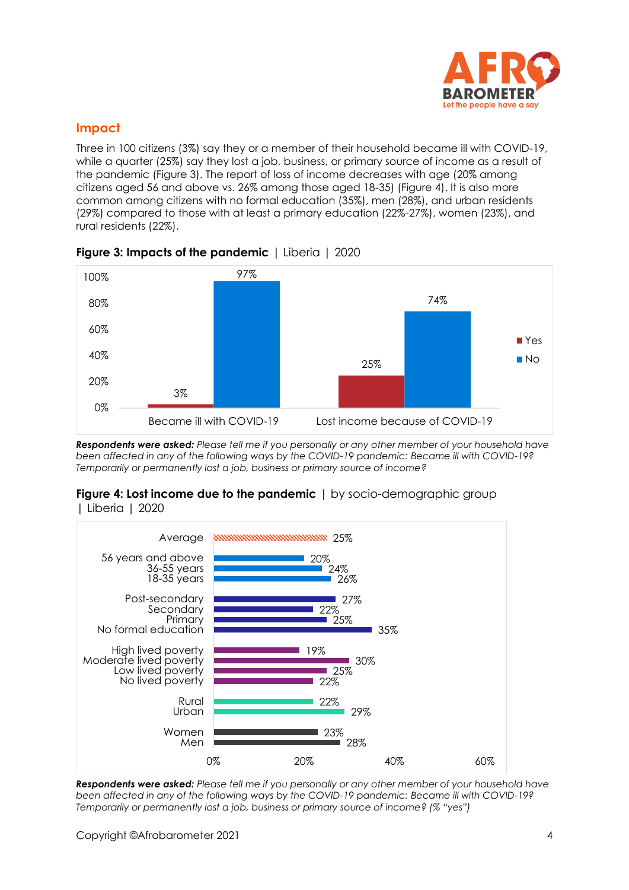## Impact

Three in 100 citizens (3%) say they or a member of their household became ill with COVID-19, while a quarter (25%) say they lost a job, business, or primary source of income as a result of the pandemic (Figure 3). The report of loss of income decreases with age (20% among citizens aged 56 and above vs. 26% among those aged 18-35) (Figure 4). It is also more common among citizens with no formal education (35%), men (28%), and urban residents (29%) compared to those with at least a primary education (22%-27%), women (23%), and rural residents (22%).

**Figure 3: Impacts of the pandemic** | Liberia | 2020

| | Yes | No |
|---|---|---|
| Became ill with COVID-19 | 3% | 97% |
| Lost income because of COVID-19 | 25% | 74% |

***Respondents were asked:*** *Please tell me if you personally or any other member of your household have been affected in any of the following ways by the COVID-19 pandemic: Became ill with COVID-19? Temporarily or permanently lost a job, business or primary source of income?*

**Figure 4: Lost income due to the pandemic** | by socio-demographic group | Liberia | 2020

| Group | % yes |
|---|---|
| Average | 25% |
| 56 years and above | 20% |
| 36-55 years | 24% |
| 18-35 years | 26% |
| Post-secondary | 27% |
| Secondary | 22% |
| Primary | 25% |
| No formal education | 35% |
| High lived poverty | 19% |
| Moderate lived poverty | 30% |
| Low lived poverty | 25% |
| No lived poverty | 22% |
| Rural | 22% |
| Urban | 29% |
| Women | 23% |
| Men | 28% |

***Respondents were asked:*** *Please tell me if you personally or any other member of your household have been affected in any of the following ways by the COVID-19 pandemic: Became ill with COVID-19? Temporarily or permanently lost a job, business or primary source of income? (% "yes")*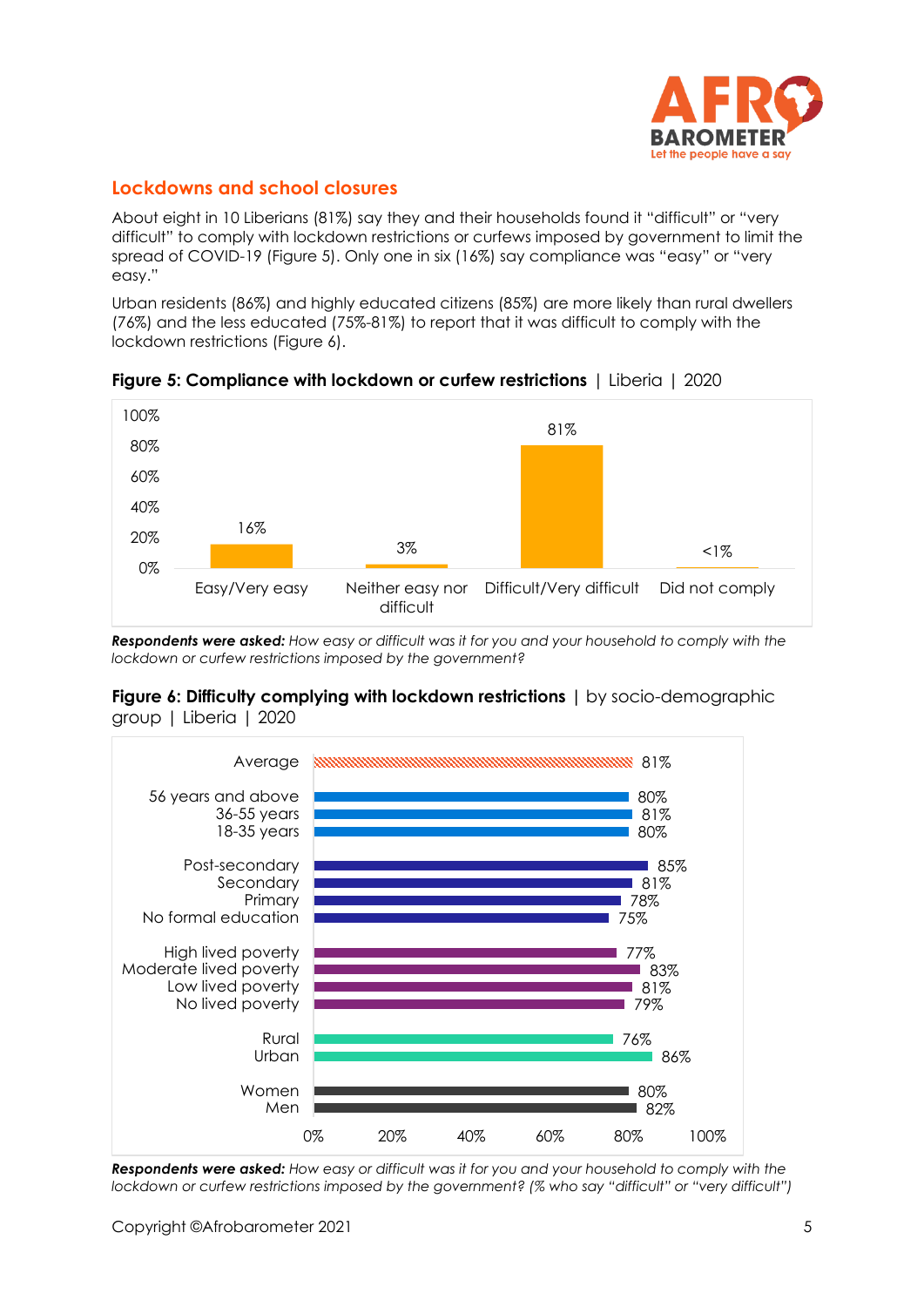## Lockdowns and school closures

About eight in 10 Liberians (81%) say they and their households found it "difficult" or "very difficult" to comply with lockdown restrictions or curfews imposed by government to limit the spread of COVID-19 (Figure 5). Only one in six (16%) say compliance was "easy" or "very easy."

Urban residents (86%) and highly educated citizens (85%) are more likely than rural dwellers (76%) and the less educated (75%-81%) to report that it was difficult to comply with the lockdown restrictions (Figure 6).

**Figure 5: Compliance with lockdown or curfew restrictions** | Liberia | 2020

| Response | % |
|---|---|
| Easy/Very easy | 16% |
| Neither easy nor difficult | 3% |
| Difficult/Very difficult | 81% |
| Did not comply | <1% |

***Respondents were asked:*** *How easy or difficult was it for you and your household to comply with the lockdown or curfew restrictions imposed by the government?*

**Figure 6: Difficulty complying with lockdown restrictions** | by socio-demographic group | Liberia | 2020

| Group | % |
|---|---|
| Average | 81% |
| 56 years and above | 80% |
| 36-55 years | 81% |
| 18-35 years | 80% |
| Post-secondary | 85% |
| Secondary | 81% |
| Primary | 78% |
| No formal education | 75% |
| High lived poverty | 77% |
| Moderate lived poverty | 83% |
| Low lived poverty | 81% |
| No lived poverty | 79% |
| Rural | 76% |
| Urban | 86% |
| Women | 80% |
| Men | 82% |

***Respondents were asked:*** *How easy or difficult was it for you and your household to comply with the lockdown or curfew restrictions imposed by the government? (% who say "difficult" or "very difficult")*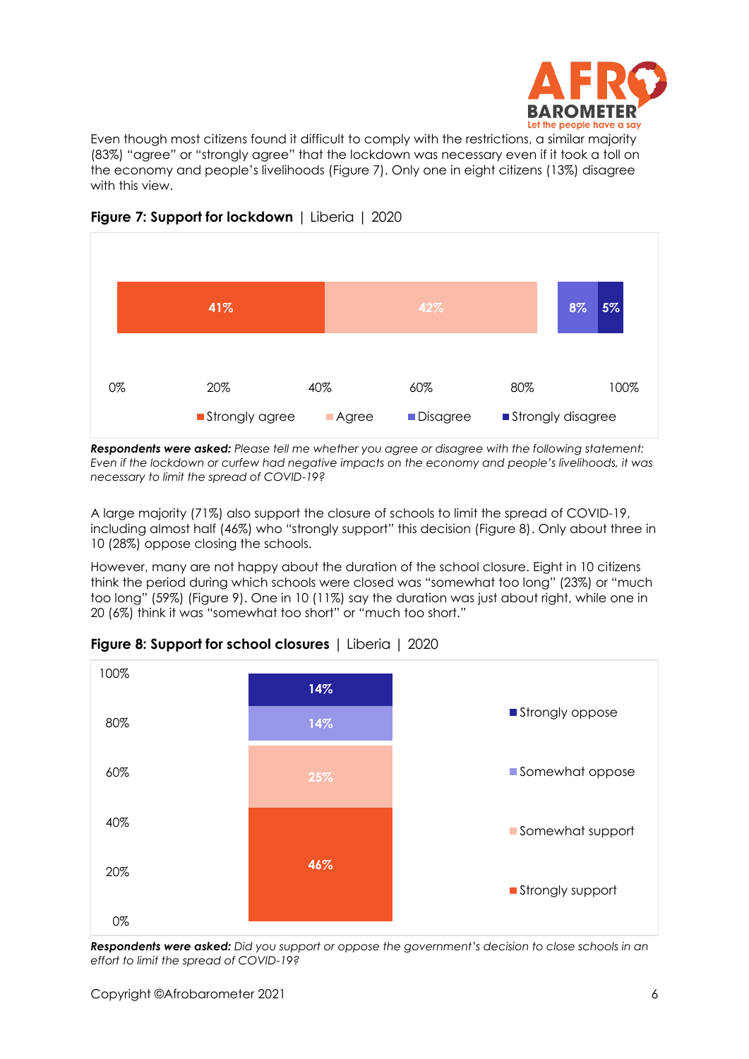Even though most citizens found it difficult to comply with the restrictions, a similar majority (83%) "agree" or "strongly agree" that the lockdown was necessary even if it took a toll on the economy and people's livelihoods (Figure 7). Only one in eight citizens (13%) disagree with this view.

**Figure 7: Support for lockdown** | Liberia | 2020

| Strongly agree | Agree | Disagree | Strongly disagree |
|---|---|---|---|
| 41% | 42% | 8% | 5% |

***Respondents were asked:*** *Please tell me whether you agree or disagree with the following statement: Even if the lockdown or curfew had negative impacts on the economy and people's livelihoods, it was necessary to limit the spread of COVID-19?*

A large majority (71%) also support the closure of schools to limit the spread of COVID-19, including almost half (46%) who "strongly support" this decision (Figure 8). Only about three in 10 (28%) oppose closing the schools.

However, many are not happy about the duration of the school closure. Eight in 10 citizens think the period during which schools were closed was "somewhat too long" (23%) or "much too long" (59%) (Figure 9). One in 10 (11%) say the duration was just about right, while one in 20 (6%) think it was "somewhat too short" or "much too short."

**Figure 8: Support for school closures** | Liberia | 2020

| Response | % |
|---|---|
| Strongly oppose | 14% |
| Somewhat oppose | 14% |
| Somewhat support | 25% |
| Strongly support | 46% |

***Respondents were asked:*** *Did you support or oppose the government's decision to close schools in an effort to limit the spread of COVID-19?*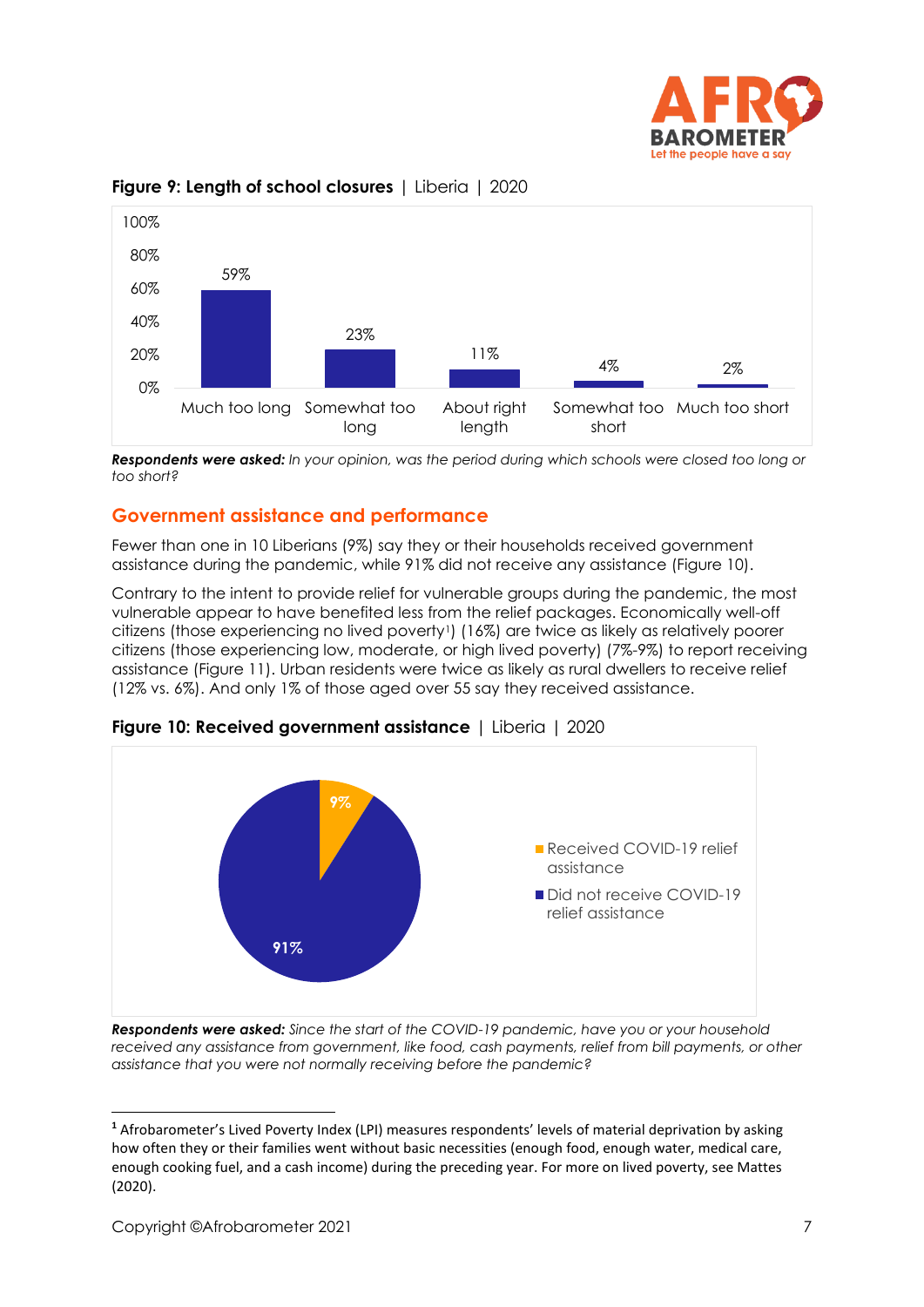**Figure 9: Length of school closures** | Liberia | 2020

| Much too long | Somewhat too long | About right length | Somewhat too short | Much too short |
|---|---|---|---|---|
| 59% | 23% | 11% | 4% | 2% |

***Respondents were asked:*** *In your opinion, was the period during which schools were closed too long or too short?*

## Government assistance and performance

Fewer than one in 10 Liberians (9%) say they or their households received government assistance during the pandemic, while 91% did not receive any assistance (Figure 10).

Contrary to the intent to provide relief for vulnerable groups during the pandemic, the most vulnerable appear to have benefited less from the relief packages. Economically well-off citizens (those experiencing no lived poverty[1]) (16%) are twice as likely as relatively poorer citizens (those experiencing low, moderate, or high lived poverty) (7%-9%) to report receiving assistance (Figure 11). Urban residents were twice as likely as rural dwellers to receive relief (12% vs. 6%). And only 1% of those aged over 55 say they received assistance.

**Figure 10: Received government assistance** | Liberia | 2020

| Received COVID-19 relief assistance | Did not receive COVID-19 relief assistance |
|---|---|
| 9% | 91% |

***Respondents were asked:*** *Since the start of the COVID-19 pandemic, have you or your household received any assistance from government, like food, cash payments, relief from bill payments, or other assistance that you were not normally receiving before the pandemic?*

---

[1] Afrobarometer's Lived Poverty Index (LPI) measures respondents' levels of material deprivation by asking how often they or their families went without basic necessities (enough food, enough water, medical care, enough cooking fuel, and a cash income) during the preceding year. For more on lived poverty, see Mattes (2020).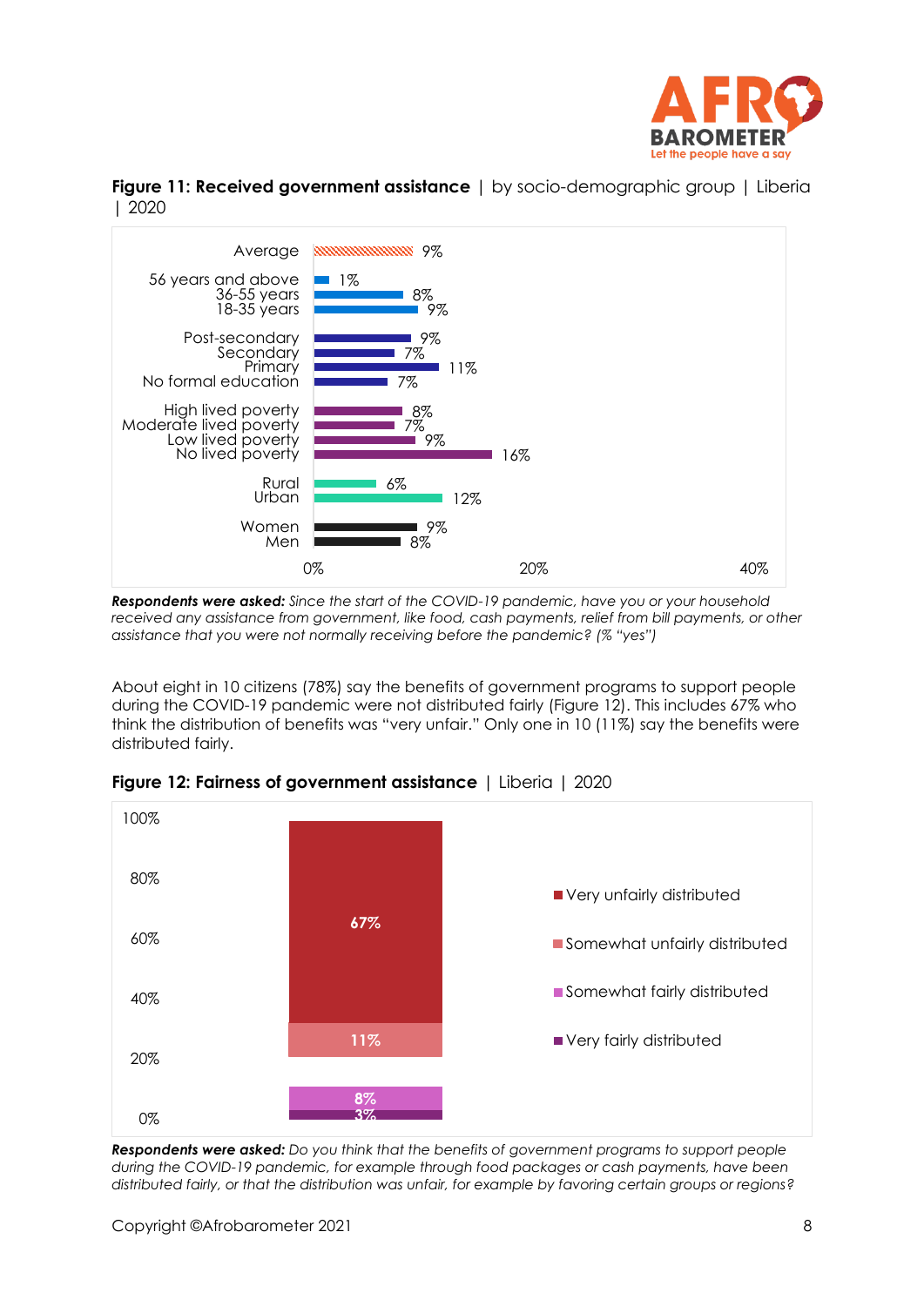**Figure 11: Received government assistance** | by socio-demographic group | Liberia | 2020

| Group | % |
|---|---|
| Average | 9% |
| 56 years and above | 1% |
| 36-55 years | 8% |
| 18-35 years | 9% |
| Post-secondary | 9% |
| Secondary | 7% |
| Primary | 11% |
| No formal education | 7% |
| High lived poverty | 8% |
| Moderate lived poverty | 7% |
| Low lived poverty | 9% |
| No lived poverty | 16% |
| Rural | 6% |
| Urban | 12% |
| Women | 9% |
| Men | 8% |

***Respondents were asked:*** *Since the start of the COVID-19 pandemic, have you or your household received any assistance from government, like food, cash payments, relief from bill payments, or other assistance that you were not normally receiving before the pandemic? (% "yes")*

About eight in 10 citizens (78%) say the benefits of government programs to support people during the COVID-19 pandemic were not distributed fairly (Figure 12). This includes 67% who think the distribution of benefits was "very unfair." Only one in 10 (11%) say the benefits were distributed fairly.

**Figure 12: Fairness of government assistance** | Liberia | 2020

| Response | % |
|---|---|
| Very unfairly distributed | 67% |
| Somewhat unfairly distributed | 11% |
| Somewhat fairly distributed | 8% |
| Very fairly distributed | 3% |

***Respondents were asked:*** *Do you think that the benefits of government programs to support people during the COVID-19 pandemic, for example through food packages or cash payments, have been distributed fairly, or that the distribution was unfair, for example by favoring certain groups or regions?*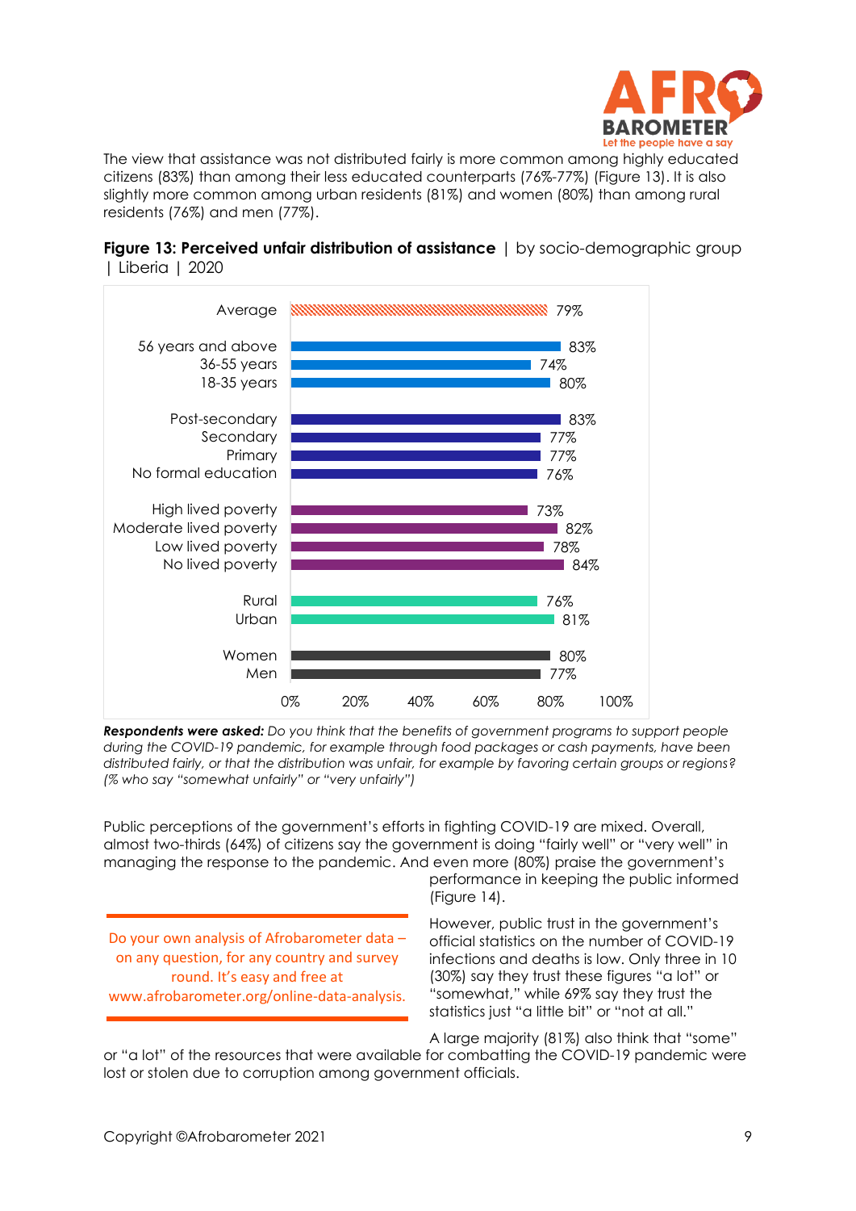The view that assistance was not distributed fairly is more common among highly educated citizens (83%) than among their less educated counterparts (76%-77%) (Figure 13). It is also slightly more common among urban residents (81%) and women (80%) than among rural residents (76%) and men (77%).

**Figure 13: Perceived unfair distribution of assistance** | by socio-demographic group | Liberia | 2020

| Group | % |
|---|---|
| Average | 79% |
| 56 years and above | 83% |
| 36-55 years | 74% |
| 18-35 years | 80% |
| Post-secondary | 83% |
| Secondary | 77% |
| Primary | 77% |
| No formal education | 76% |
| High lived poverty | 73% |
| Moderate lived poverty | 82% |
| Low lived poverty | 78% |
| No lived poverty | 84% |
| Rural | 76% |
| Urban | 81% |
| Women | 80% |
| Men | 77% |

***Respondents were asked:*** *Do you think that the benefits of government programs to support people during the COVID-19 pandemic, for example through food packages or cash payments, have been distributed fairly, or that the distribution was unfair, for example by favoring certain groups or regions? (% who say "somewhat unfairly" or "very unfairly")*

Public perceptions of the government's efforts in fighting COVID-19 are mixed. Overall, almost two-thirds (64%) of citizens say the government is doing "fairly well" or "very well" in managing the response to the pandemic. And even more (80%) praise the government's performance in keeping the public informed (Figure 14).

However, public trust in the government's official statistics on the number of COVID-19 infections and deaths is low. Only three in 10 (30%) say they trust these figures "a lot" or "somewhat," while 69% say they trust the statistics just "a little bit" or "not at all."

A large majority (81%) also think that "some" or "a lot" of the resources that were available for combatting the COVID-19 pandemic were lost or stolen due to corruption among government officials.

Do your own analysis of Afrobarometer data – on any question, for any country and survey round. It's easy and free at www.afrobarometer.org/online-data-analysis.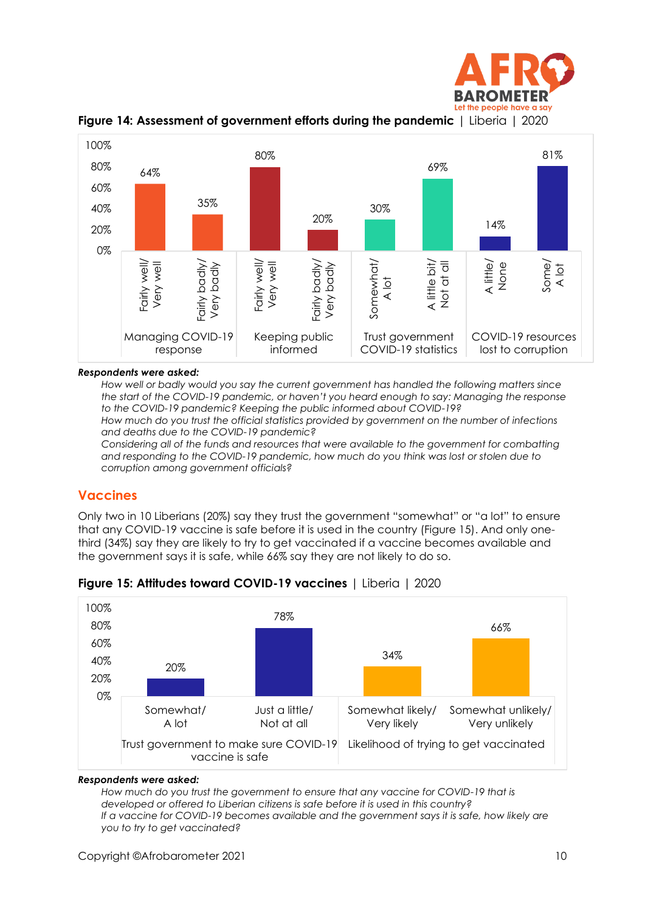**Figure 14: Assessment of government efforts during the pandemic** | Liberia | 2020

| | | |
|---|---|---|
| Managing COVID-19 response | Fairly well/ Very well | 64% |
| | Fairly badly/ Very badly | 35% |
| Keeping public informed | Fairly well/ Very well | 80% |
| | Fairly badly/ Very badly | 20% |
| Trust government COVID-19 statistics | Somewhat/ A lot | 30% |
| | A little bit/ Not at all | 69% |
| COVID-19 resources lost to corruption | A little/ None | 14% |
| | Some/ A lot | 81% |

***Respondents were asked:***

*How well or badly would you say the current government has handled the following matters since the start of the COVID-19 pandemic, or haven't you heard enough to say: Managing the response to the COVID-19 pandemic? Keeping the public informed about COVID-19?*

*How much do you trust the official statistics provided by government on the number of infections and deaths due to the COVID-19 pandemic?*

*Considering all of the funds and resources that were available to the government for combatting and responding to the COVID-19 pandemic, how much do you think was lost or stolen due to corruption among government officials?*

## Vaccines

Only two in 10 Liberians (20%) say they trust the government "somewhat" or "a lot" to ensure that any COVID-19 vaccine is safe before it is used in the country (Figure 15). And only one-third (34%) say they are likely to try to get vaccinated if a vaccine becomes available and the government says it is safe, while 66% say they are not likely to do so.

**Figure 15: Attitudes toward COVID-19 vaccines** | Liberia | 2020

| | | |
|---|---|---|
| Trust government to make sure COVID-19 vaccine is safe | Somewhat/ A lot | 20% |
| | Just a little/ Not at all | 78% |
| Likelihood of trying to get vaccinated | Somewhat likely/ Very likely | 34% |
| | Somewhat unlikely/ Very unlikely | 66% |

***Respondents were asked:***

*How much do you trust the government to ensure that any vaccine for COVID-19 that is developed or offered to Liberian citizens is safe before it is used in this country?*

*If a vaccine for COVID-19 becomes available and the government says it is safe, how likely are you to try to get vaccinated?*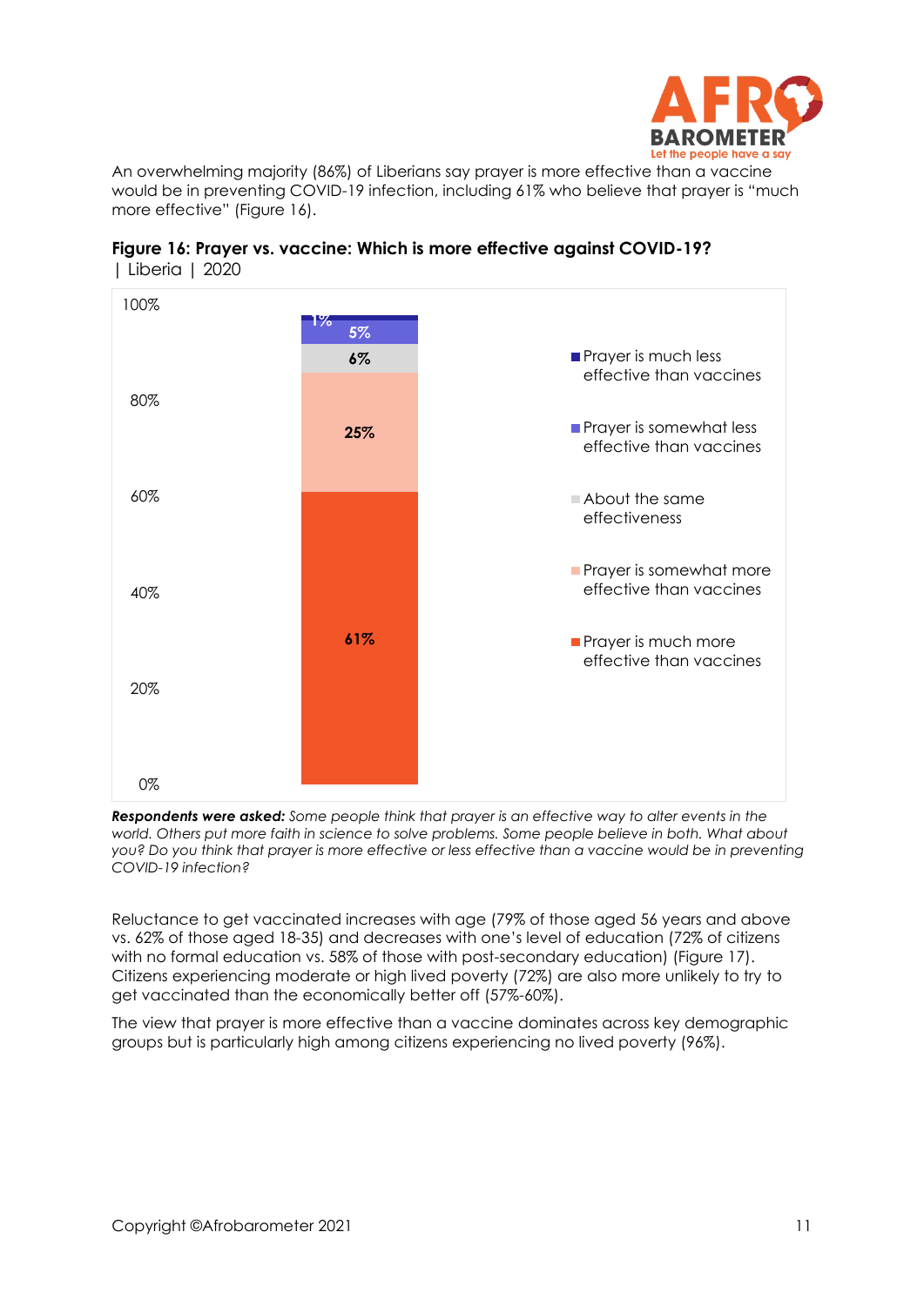An overwhelming majority (86%) of Liberians say prayer is more effective than a vaccine would be in preventing COVID-19 infection, including 61% who believe that prayer is "much more effective" (Figure 16).

**Figure 16: Prayer vs. vaccine: Which is more effective against COVID-19?** | Liberia | 2020

| Response | % |
|---|---|
| Prayer is much less effective than vaccines | 1% |
| Prayer is somewhat less effective than vaccines | 5% |
| About the same effectiveness | 6% |
| Prayer is somewhat more effective than vaccines | 25% |
| Prayer is much more effective than vaccines | 61% |

***Respondents were asked:*** *Some people think that prayer is an effective way to alter events in the world. Others put more faith in science to solve problems. Some people believe in both. What about you? Do you think that prayer is more effective or less effective than a vaccine would be in preventing COVID-19 infection?*

Reluctance to get vaccinated increases with age (79% of those aged 56 years and above vs. 62% of those aged 18-35) and decreases with one's level of education (72% of citizens with no formal education vs. 58% of those with post-secondary education) (Figure 17). Citizens experiencing moderate or high lived poverty (72%) are also more unlikely to try to get vaccinated than the economically better off (57%-60%).

The view that prayer is more effective than a vaccine dominates across key demographic groups but is particularly high among citizens experiencing no lived poverty (96%).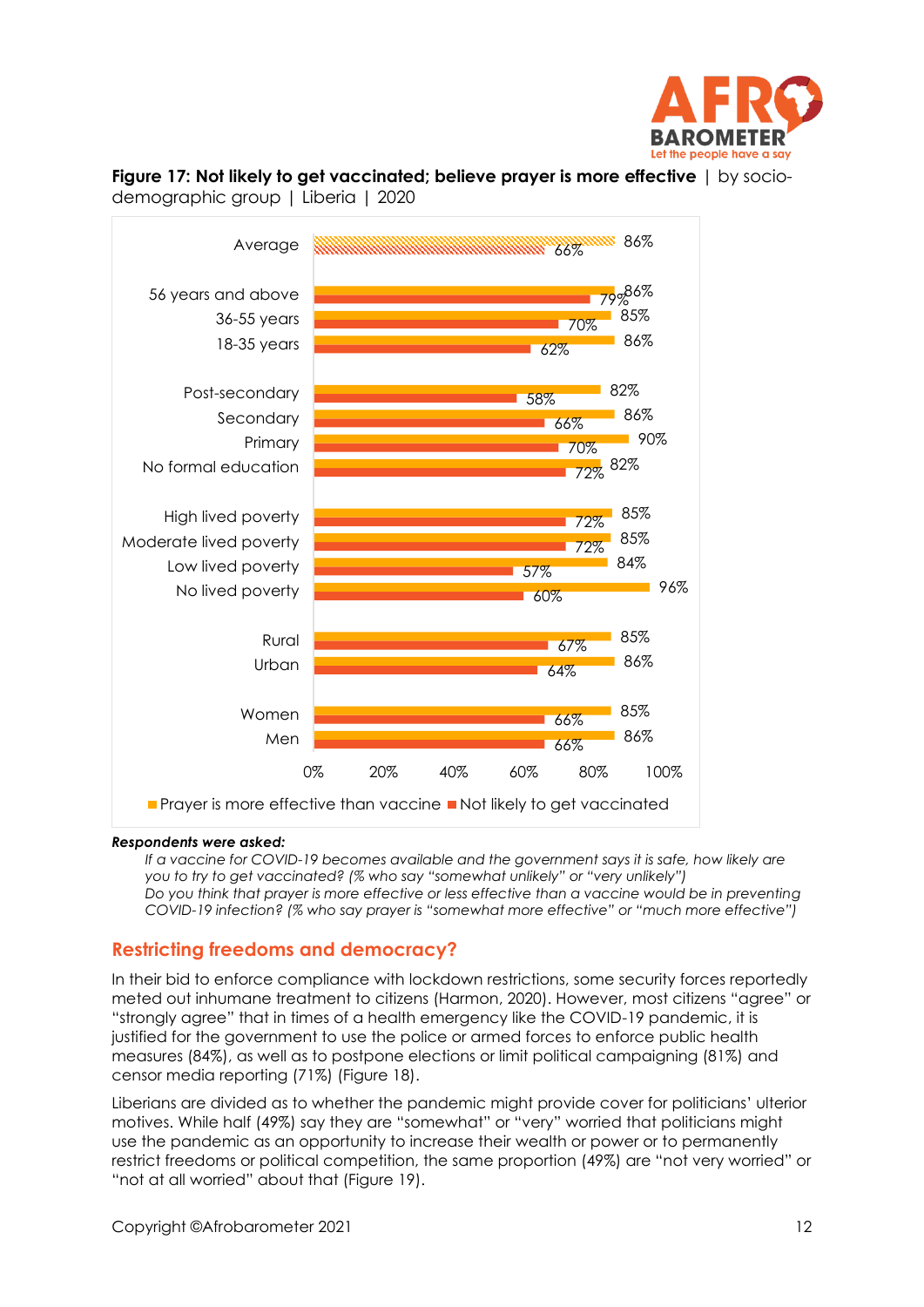**Figure 17: Not likely to get vaccinated; believe prayer is more effective** | by socio-demographic group | Liberia | 2020

| | Prayer is more effective than vaccine | Not likely to get vaccinated |
|---|---|---|
| Average | 86% | 66% |
| 56 years and above | 86% | 79% |
| 36-55 years | 85% | 70% |
| 18-35 years | 86% | 62% |
| Post-secondary | 82% | 58% |
| Secondary | 86% | 66% |
| Primary | 90% | 70% |
| No formal education | 82% | 72% |
| High lived poverty | 85% | 72% |
| Moderate lived poverty | 85% | 72% |
| Low lived poverty | 84% | 57% |
| No lived poverty | 96% | 60% |
| Rural | 85% | 67% |
| Urban | 86% | 64% |
| Women | 85% | 66% |
| Men | 86% | 66% |

***Respondents were asked:***

*If a vaccine for COVID-19 becomes available and the government says it is safe, how likely are you to try to get vaccinated? (% who say "somewhat unlikely" or "very unlikely")*

*Do you think that prayer is more effective or less effective than a vaccine would be in preventing COVID-19 infection? (% who say prayer is "somewhat more effective" or "much more effective")*

## Restricting freedoms and democracy?

In their bid to enforce compliance with lockdown restrictions, some security forces reportedly meted out inhumane treatment to citizens (Harmon, 2020). However, most citizens "agree" or "strongly agree" that in times of a health emergency like the COVID-19 pandemic, it is justified for the government to use the police or armed forces to enforce public health measures (84%), as well as to postpone elections or limit political campaigning (81%) and censor media reporting (71%) (Figure 18).

Liberians are divided as to whether the pandemic might provide cover for politicians' ulterior motives. While half (49%) say they are "somewhat" or "very" worried that politicians might use the pandemic as an opportunity to increase their wealth or power or to permanently restrict freedoms or political competition, the same proportion (49%) are "not very worried" or "not at all worried" about that (Figure 19).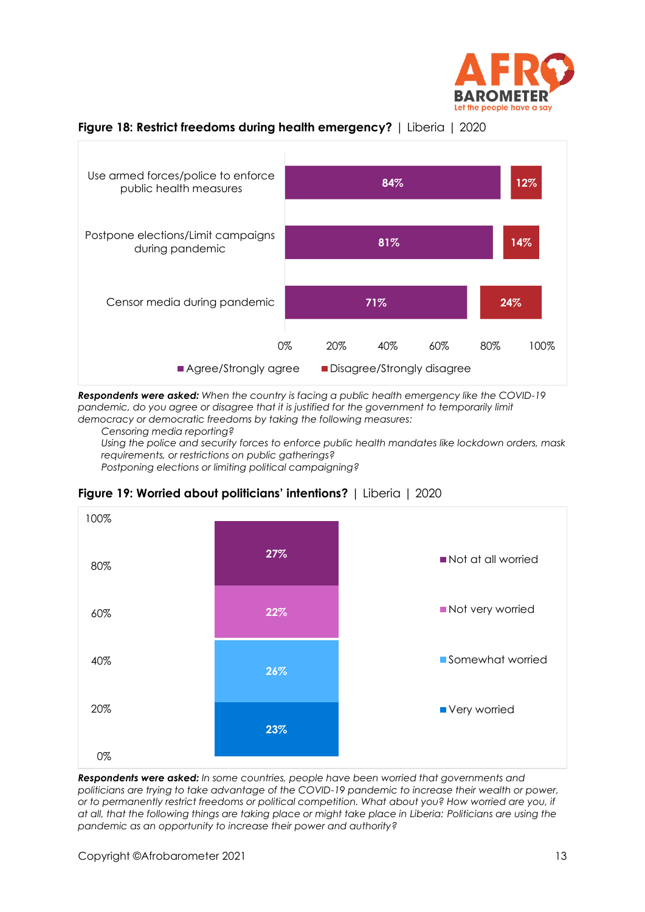**Figure 18: Restrict freedoms during health emergency?** | Liberia | 2020

| | Agree/Strongly agree | Disagree/Strongly disagree |
|---|---|---|
| Use armed forces/police to enforce public health measures | 84% | 12% |
| Postpone elections/Limit campaigns during pandemic | 81% | 14% |
| Censor media during pandemic | 71% | 24% |

***Respondents were asked:*** *When the country is facing a public health emergency like the COVID-19 pandemic, do you agree or disagree that it is justified for the government to temporarily limit democracy or democratic freedoms by taking the following measures:*

*Censoring media reporting?*
*Using the police and security forces to enforce public health mandates like lockdown orders, mask requirements, or restrictions on public gatherings?*
*Postponing elections or limiting political campaigning?*

**Figure 19: Worried about politicians' intentions?** | Liberia | 2020

| Response | % |
|---|---|
| Not at all worried | 27% |
| Not very worried | 22% |
| Somewhat worried | 26% |
| Very worried | 23% |

***Respondents were asked:*** *In some countries, people have been worried that governments and politicians are trying to take advantage of the COVID-19 pandemic to increase their wealth or power, or to permanently restrict freedoms or political competition. What about you? How worried are you, if at all, that the following things are taking place or might take place in Liberia: Politicians are using the pandemic as an opportunity to increase their power and authority?*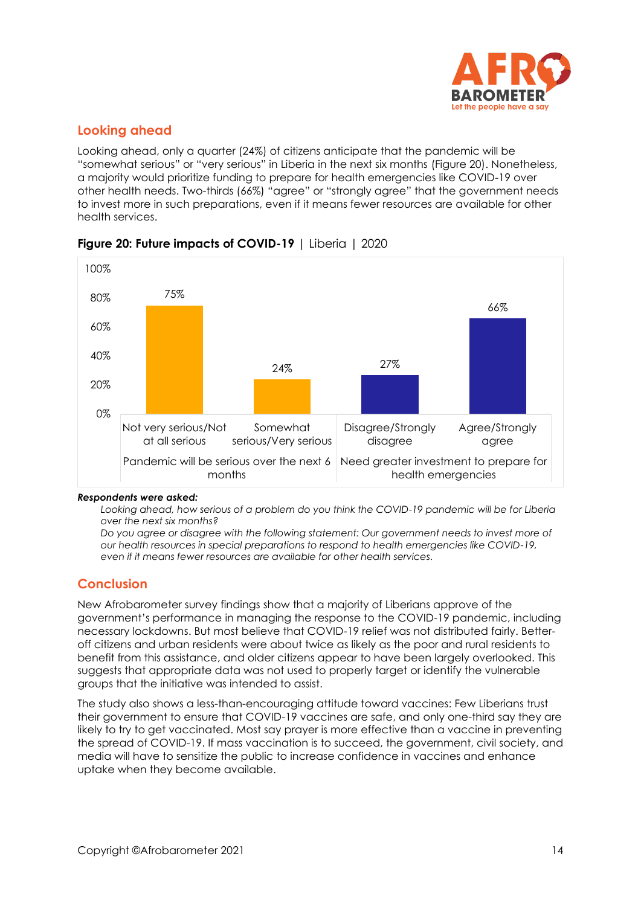## Looking ahead

Looking ahead, only a quarter (24%) of citizens anticipate that the pandemic will be "somewhat serious" or "very serious" in Liberia in the next six months (Figure 20). Nonetheless, a majority would prioritize funding to prepare for health emergencies like COVID-19 over other health needs. Two-thirds (66%) "agree" or "strongly agree" that the government needs to invest more in such preparations, even if it means fewer resources are available for other health services.

**Figure 20: Future impacts of COVID-19** | Liberia | 2020

| Question | Response | % |
|---|---|---|
| Pandemic will be serious over the next 6 months | Not very serious/Not at all serious | 75% |
| | Somewhat serious/Very serious | 24% |
| Need greater investment to prepare for health emergencies | Disagree/Strongly disagree | 27% |
| | Agree/Strongly agree | 66% |

***Respondents were asked:***

*Looking ahead, how serious of a problem do you think the COVID-19 pandemic will be for Liberia over the next six months?*

*Do you agree or disagree with the following statement: Our government needs to invest more of our health resources in special preparations to respond to health emergencies like COVID-19, even if it means fewer resources are available for other health services.*

## Conclusion

New Afrobarometer survey findings show that a majority of Liberians approve of the government's performance in managing the response to the COVID-19 pandemic, including necessary lockdowns. But most believe that COVID-19 relief was not distributed fairly. Better-off citizens and urban residents were about twice as likely as the poor and rural residents to benefit from this assistance, and older citizens appear to have been largely overlooked. This suggests that appropriate data was not used to properly target or identify the vulnerable groups that the initiative was intended to assist.

The study also shows a less-than-encouraging attitude toward vaccines: Few Liberians trust their government to ensure that COVID-19 vaccines are safe, and only one-third say they are likely to try to get vaccinated. Most say prayer is more effective than a vaccine in preventing the spread of COVID-19. If mass vaccination is to succeed, the government, civil society, and media will have to sensitize the public to increase confidence in vaccines and enhance uptake when they become available.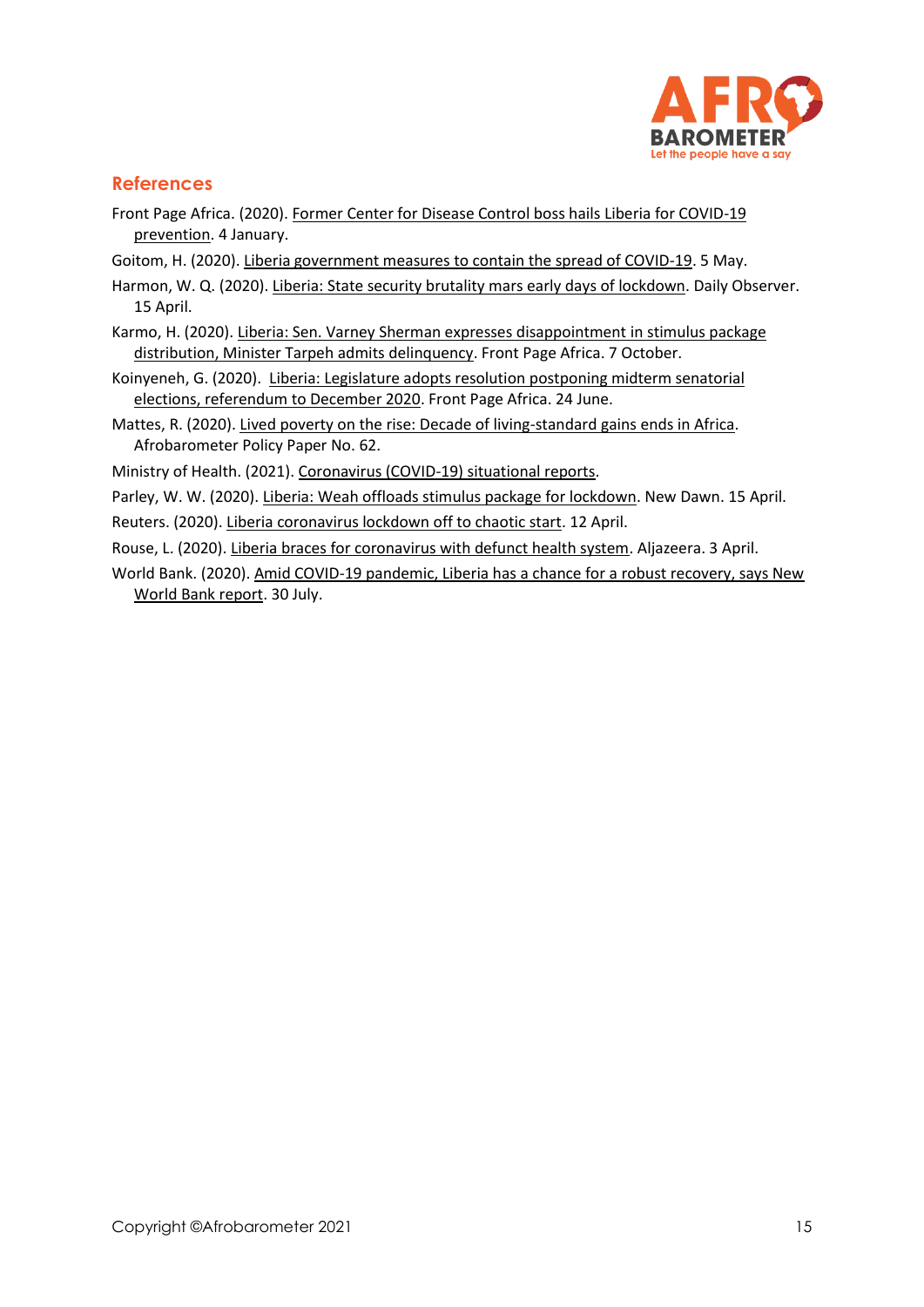## References

Front Page Africa. (2020). Former Center for Disease Control boss hails Liberia for COVID-19 prevention. 4 January.

Goitom, H. (2020). Liberia government measures to contain the spread of COVID-19. 5 May.

Harmon, W. Q. (2020). Liberia: State security brutality mars early days of lockdown. Daily Observer. 15 April.

Karmo, H. (2020). Liberia: Sen. Varney Sherman expresses disappointment in stimulus package distribution, Minister Tarpeh admits delinquency. Front Page Africa. 7 October.

Koinyeneh, G. (2020). Liberia: Legislature adopts resolution postponing midterm senatorial elections, referendum to December 2020. Front Page Africa. 24 June.

Mattes, R. (2020). Lived poverty on the rise: Decade of living-standard gains ends in Africa. Afrobarometer Policy Paper No. 62.

Ministry of Health. (2021). Coronavirus (COVID-19) situational reports.

Parley, W. W. (2020). Liberia: Weah offloads stimulus package for lockdown. New Dawn. 15 April.

Reuters. (2020). Liberia coronavirus lockdown off to chaotic start. 12 April.

Rouse, L. (2020). Liberia braces for coronavirus with defunct health system. Aljazeera. 3 April.

World Bank. (2020). Amid COVID-19 pandemic, Liberia has a chance for a robust recovery, says New World Bank report. 30 July.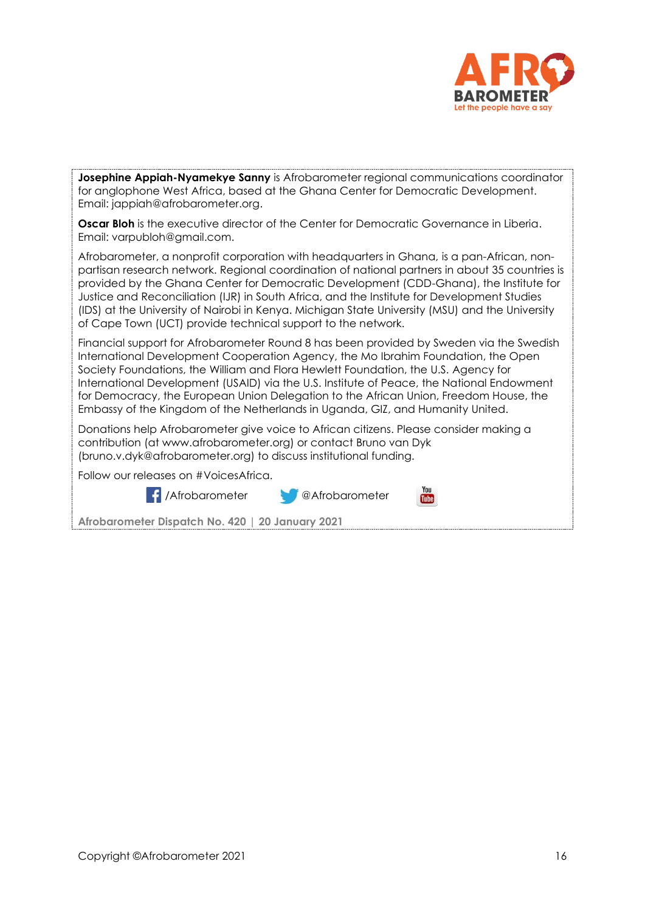**Josephine Appiah-Nyamekye Sanny** is Afrobarometer regional communications coordinator for anglophone West Africa, based at the Ghana Center for Democratic Development. Email: jappiah@afrobarometer.org.

**Oscar Bloh** is the executive director of the Center for Democratic Governance in Liberia. Email: varpubloh@gmail.com.

Afrobarometer, a nonprofit corporation with headquarters in Ghana, is a pan-African, non-partisan research network. Regional coordination of national partners in about 35 countries is provided by the Ghana Center for Democratic Development (CDD-Ghana), the Institute for Justice and Reconciliation (IJR) in South Africa, and the Institute for Development Studies (IDS) at the University of Nairobi in Kenya. Michigan State University (MSU) and the University of Cape Town (UCT) provide technical support to the network.

Financial support for Afrobarometer Round 8 has been provided by Sweden via the Swedish International Development Cooperation Agency, the Mo Ibrahim Foundation, the Open Society Foundations, the William and Flora Hewlett Foundation, the U.S. Agency for International Development (USAID) via the U.S. Institute of Peace, the National Endowment for Democracy, the European Union Delegation to the African Union, Freedom House, the Embassy of the Kingdom of the Netherlands in Uganda, GIZ, and Humanity United.

Donations help Afrobarometer give voice to African citizens. Please consider making a contribution (at www.afrobarometer.org) or contact Bruno van Dyk (bruno.v.dyk@afrobarometer.org) to discuss institutional funding.

Follow our releases on #VoicesAfrica.

/Afrobarometer @Afrobarometer

**Afrobarometer Dispatch No. 420 | 20 January 2021**